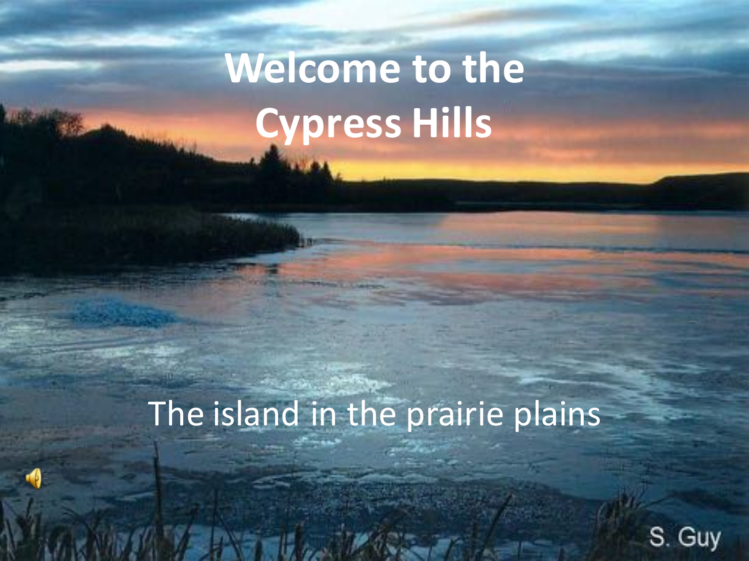# Welcome to the Cypress Hills

The island in the prairie plains

S. Guy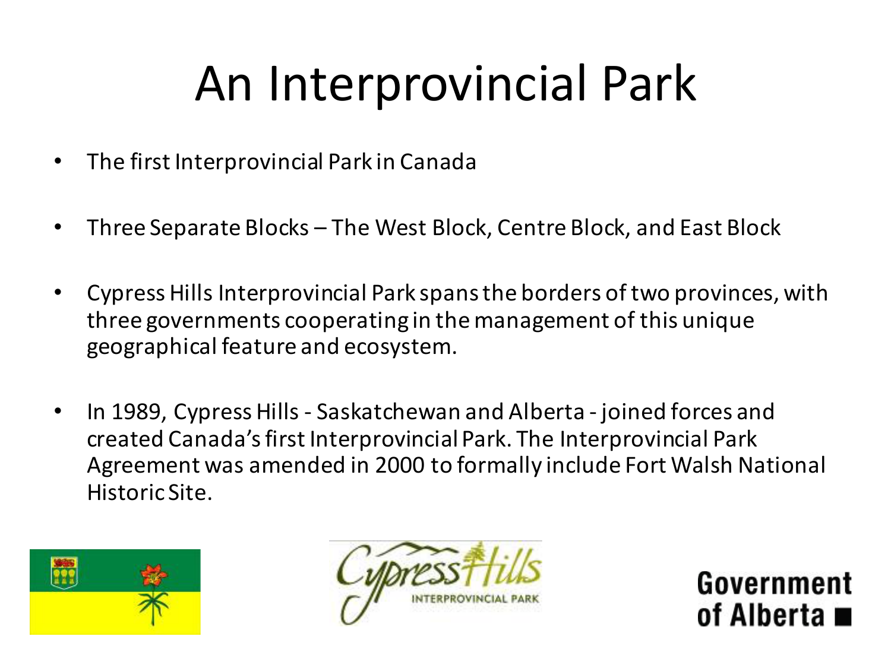# An Interprovincial Park

- The first Interprovincial Park in Canada
- Three Separate Blocks – The West Block, Centre Block, and East Block
- Cypress Hills Interprovincial Park spans the borders of two provinces, with three governments cooperating in the management of this unique geographical feature and ecosystem.
- In 1989, Cypress Hills - Saskatchewan and Alberta - joined forces and created Canada's first Interprovincial Park. The Interprovincial Park Agreement was amended in 2000 to formally include Fort Walsh National Historic Site.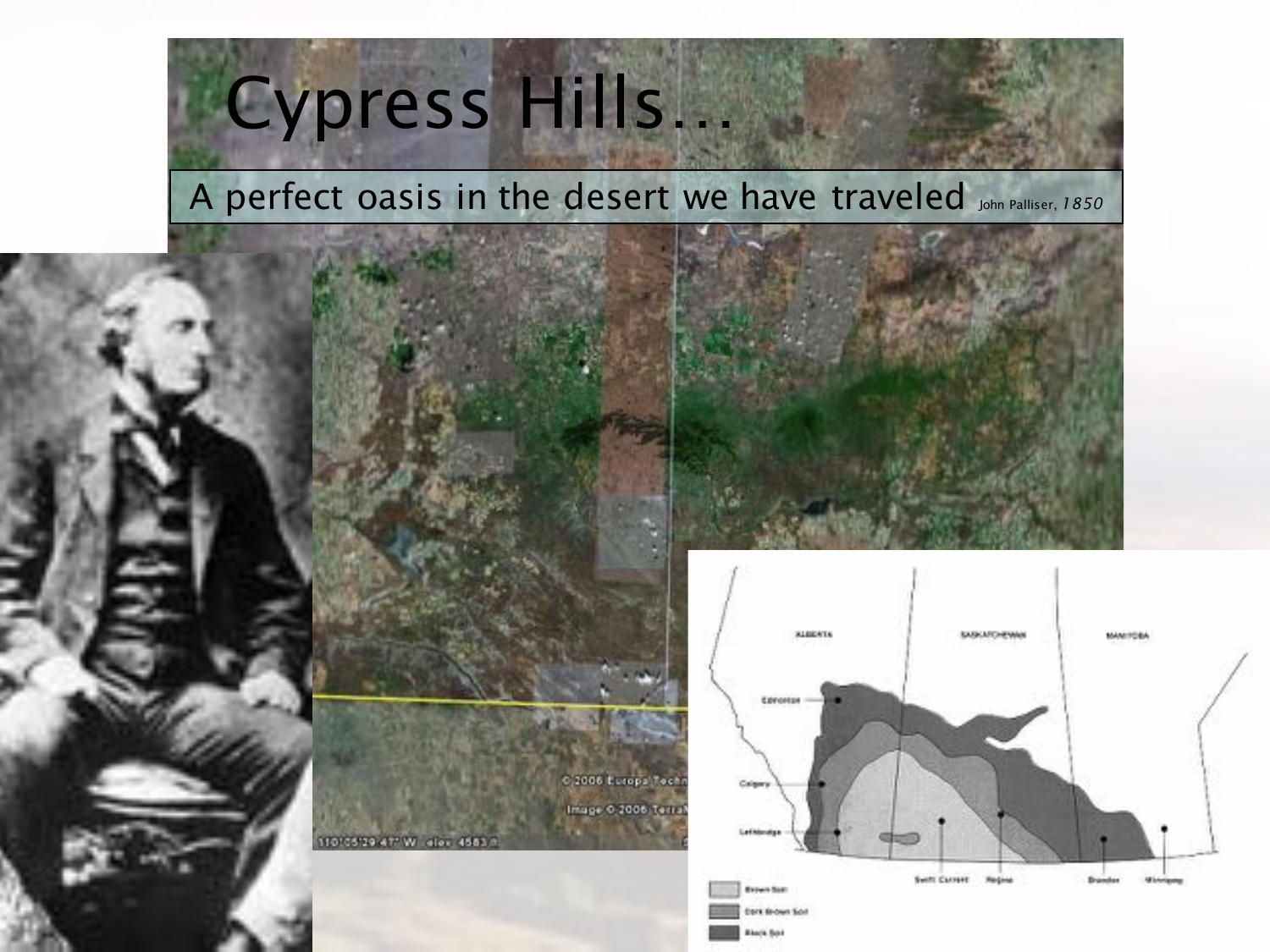# Cypress Hills…

A perfect oasis in the desert we have traveled John Palliser, *1850*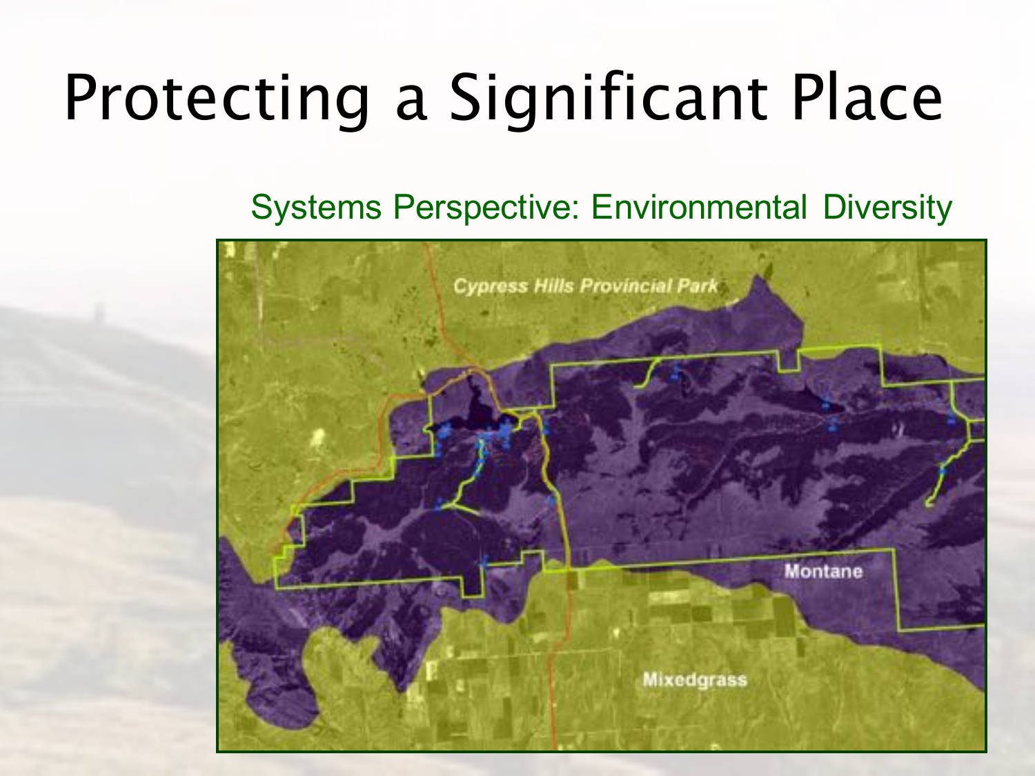# Protecting a Significant Place

Systems Perspective: Environmental Diversity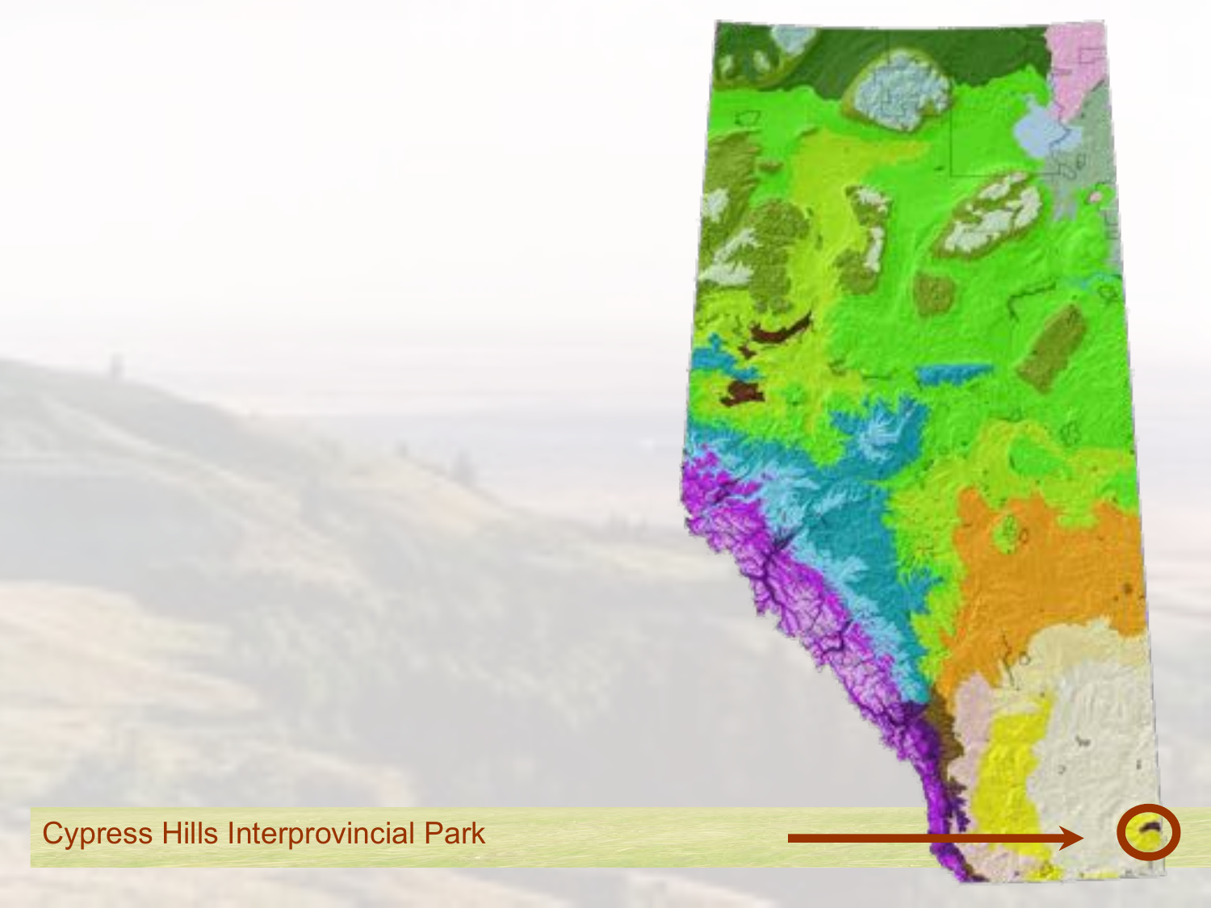Cypress Hills Interprovincial Park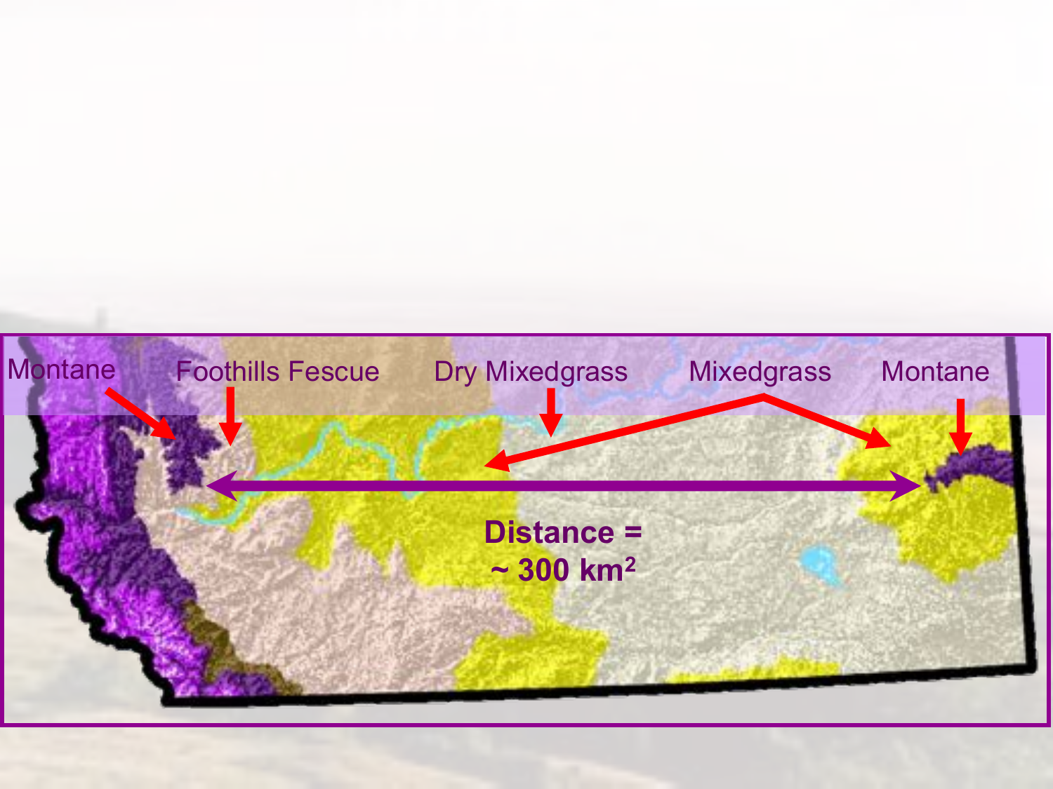Montane | Foothills Fescue | Dry Mixedgrass | Mixedgrass | Montane

Distance = ~ 300 km$^2$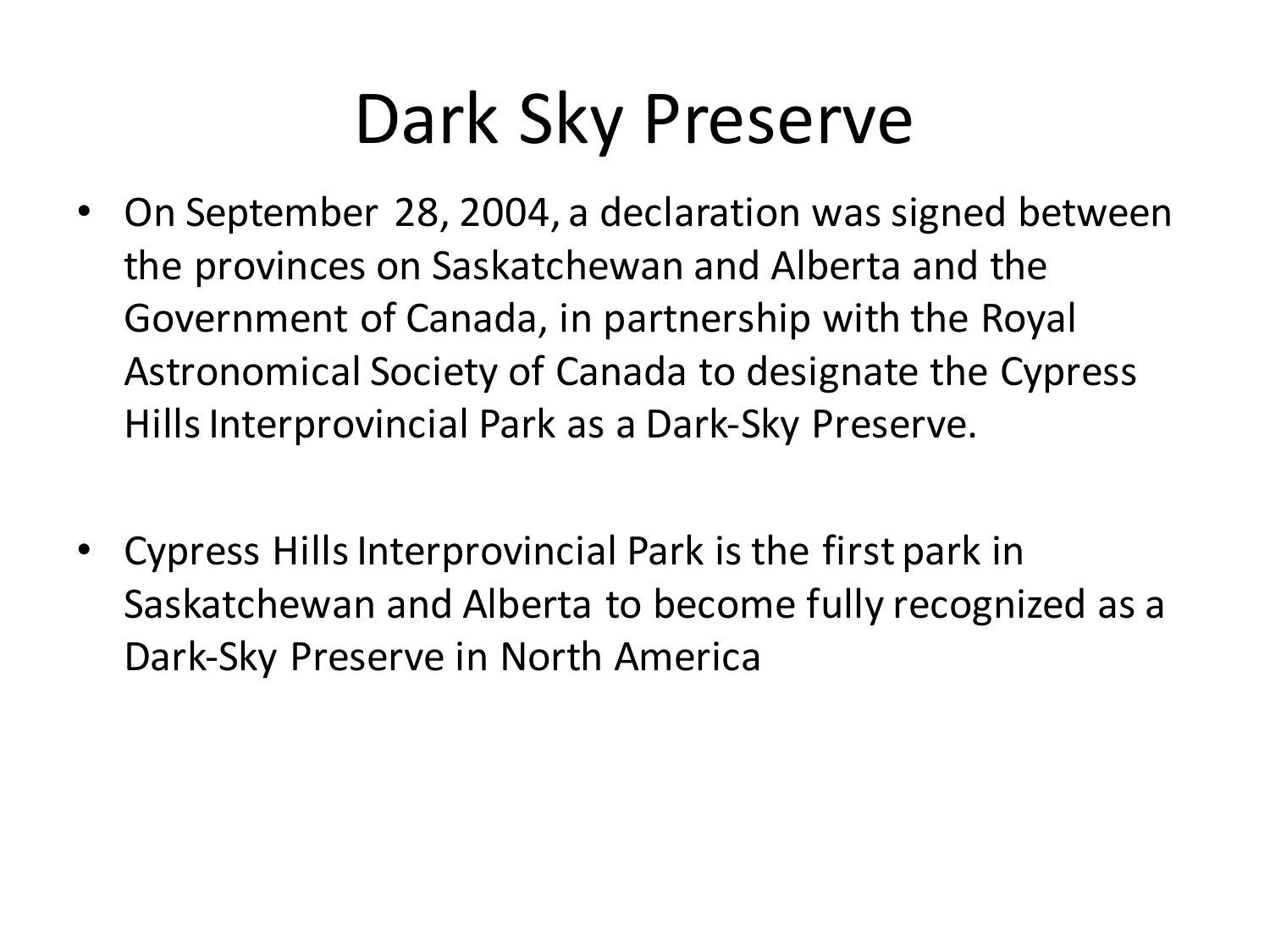# Dark Sky Preserve

- On September 28, 2004, a declaration was signed between the provinces on Saskatchewan and Alberta and the Government of Canada, in partnership with the Royal Astronomical Society of Canada to designate the Cypress Hills Interprovincial Park as a Dark-Sky Preserve.

- Cypress Hills Interprovincial Park is the first park in Saskatchewan and Alberta to become fully recognized as a Dark-Sky Preserve in North America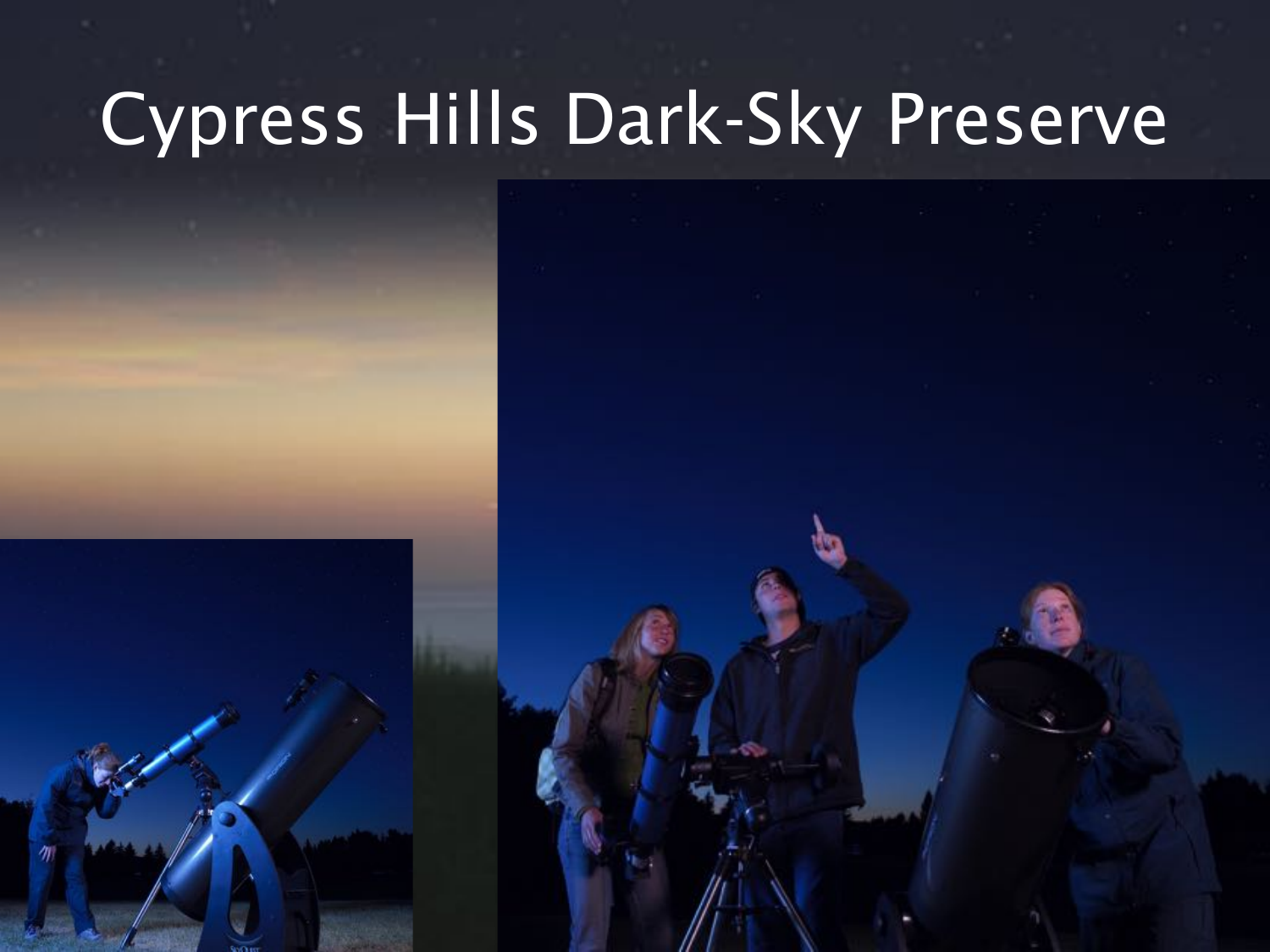# Cypress Hills Dark-Sky Preserve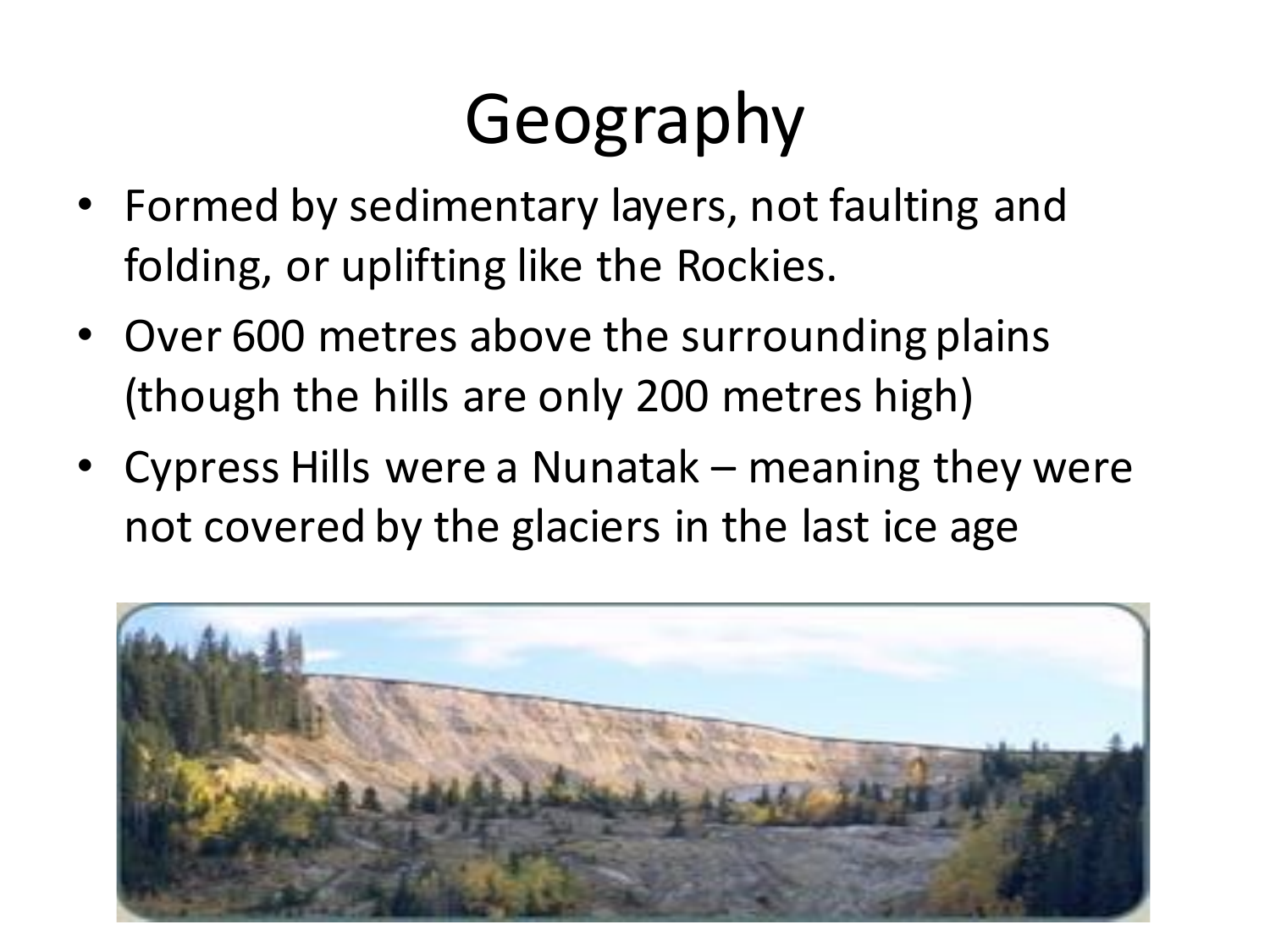# Geography

- Formed by sedimentary layers, not faulting and folding, or uplifting like the Rockies.
- Over 600 metres above the surrounding plains (though the hills are only 200 metres high)
- Cypress Hills were a Nunatak – meaning they were not covered by the glaciers in the last ice age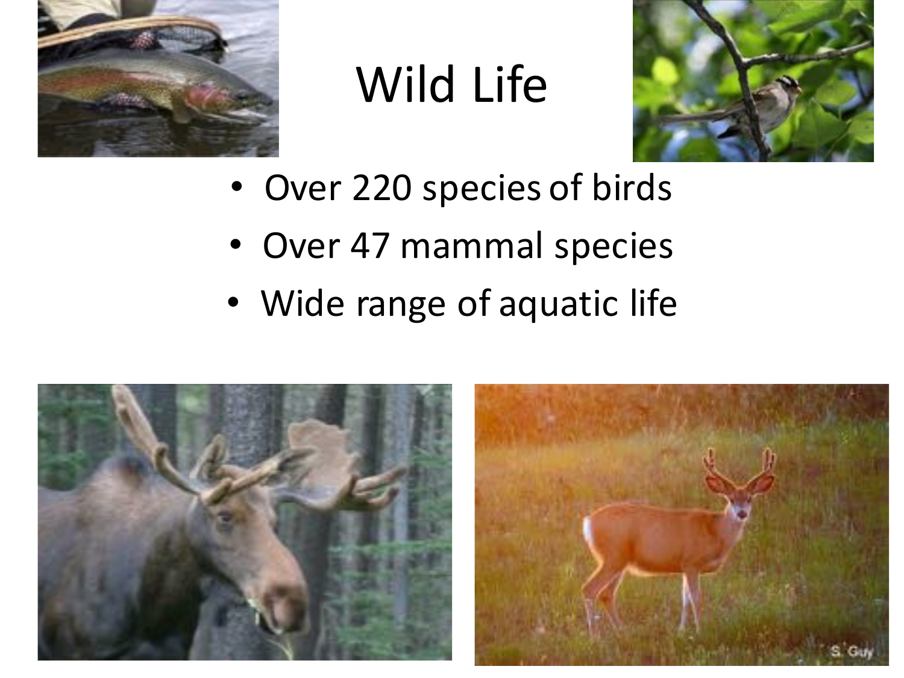# Wild Life

- Over 220 species of birds
- Over 47 mammal species
- Wide range of aquatic life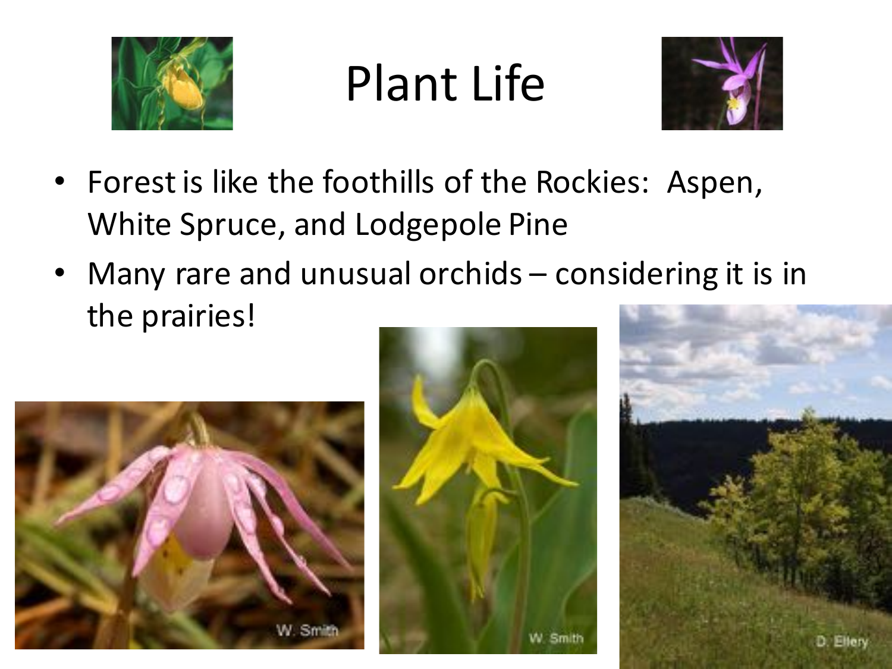# Plant Life

- Forest is like the foothills of the Rockies: Aspen, White Spruce, and Lodgepole Pine
- Many rare and unusual orchids – considering it is in the prairies!

W. Smith

W. Smith

D. Ellery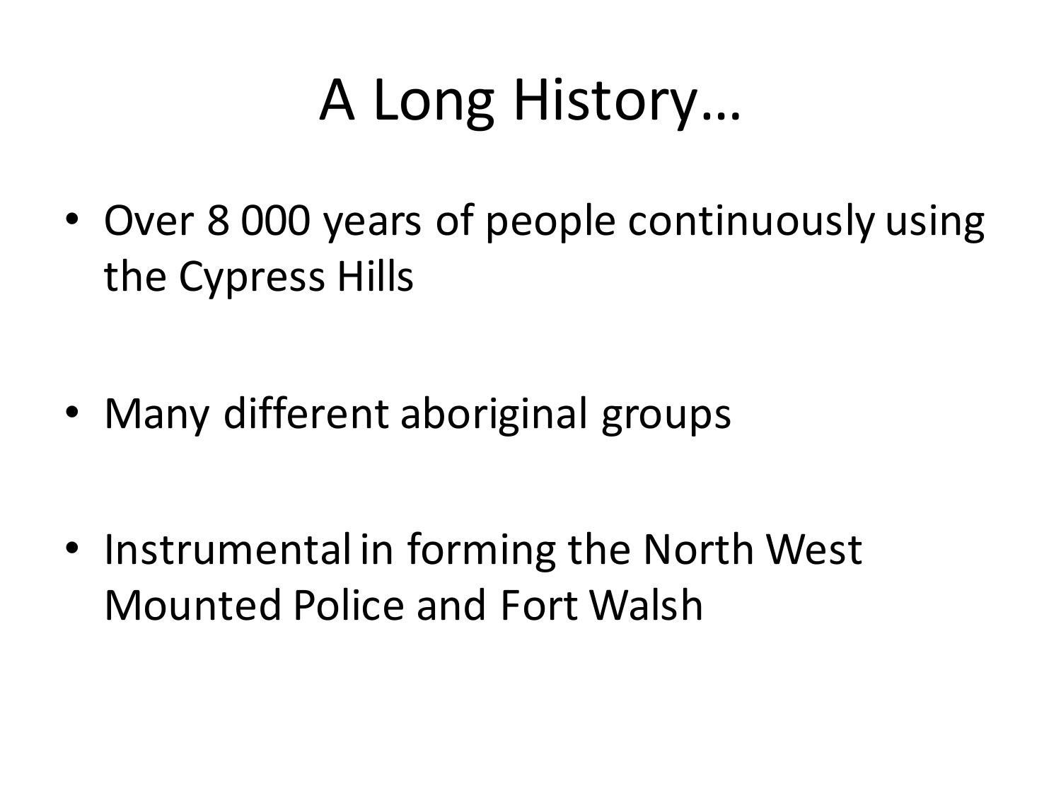# A Long History…

- Over 8 000 years of people continuously using the Cypress Hills
- Many different aboriginal groups
- Instrumental in forming the North West Mounted Police and Fort Walsh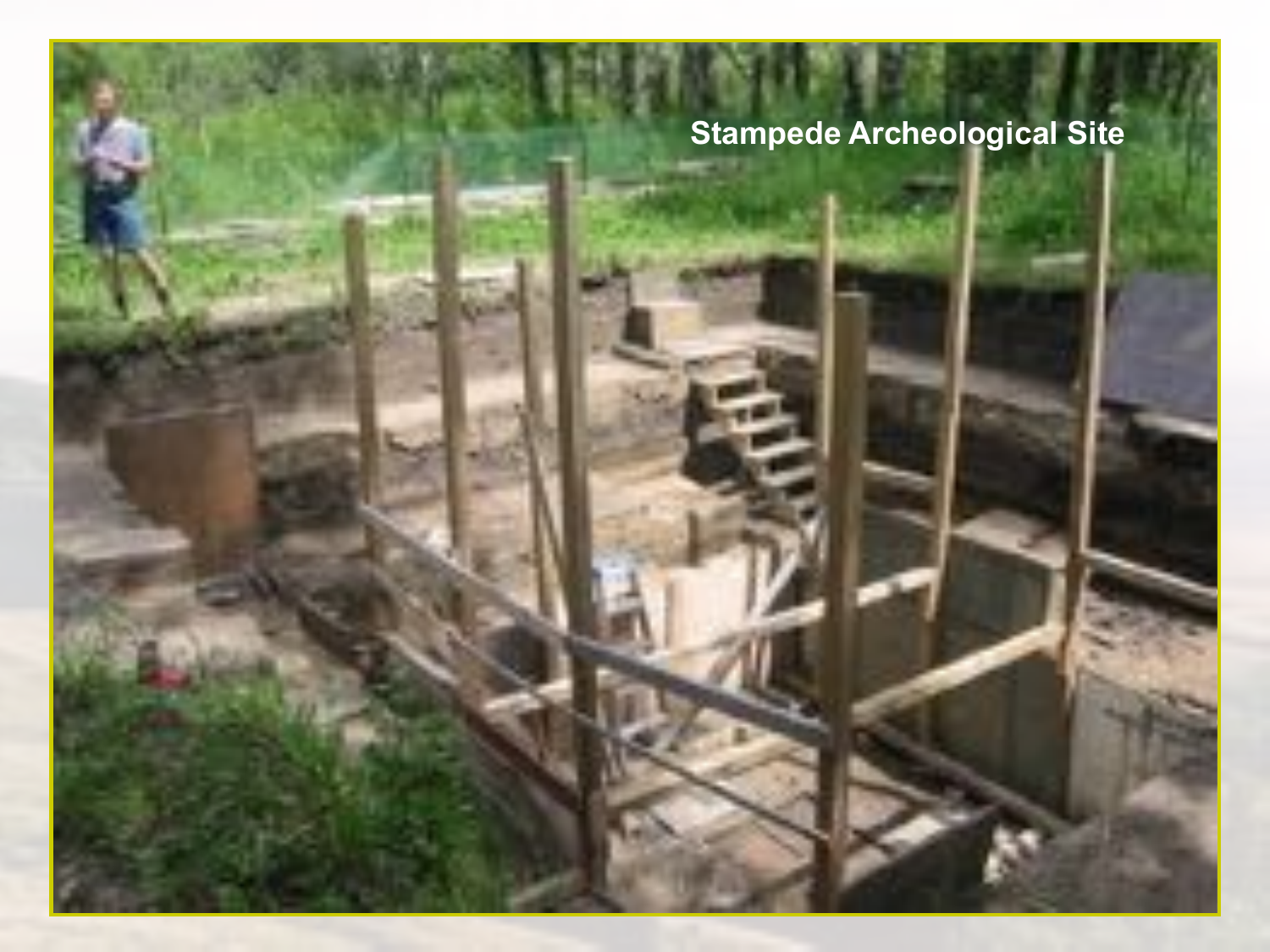Stampede Archeological Site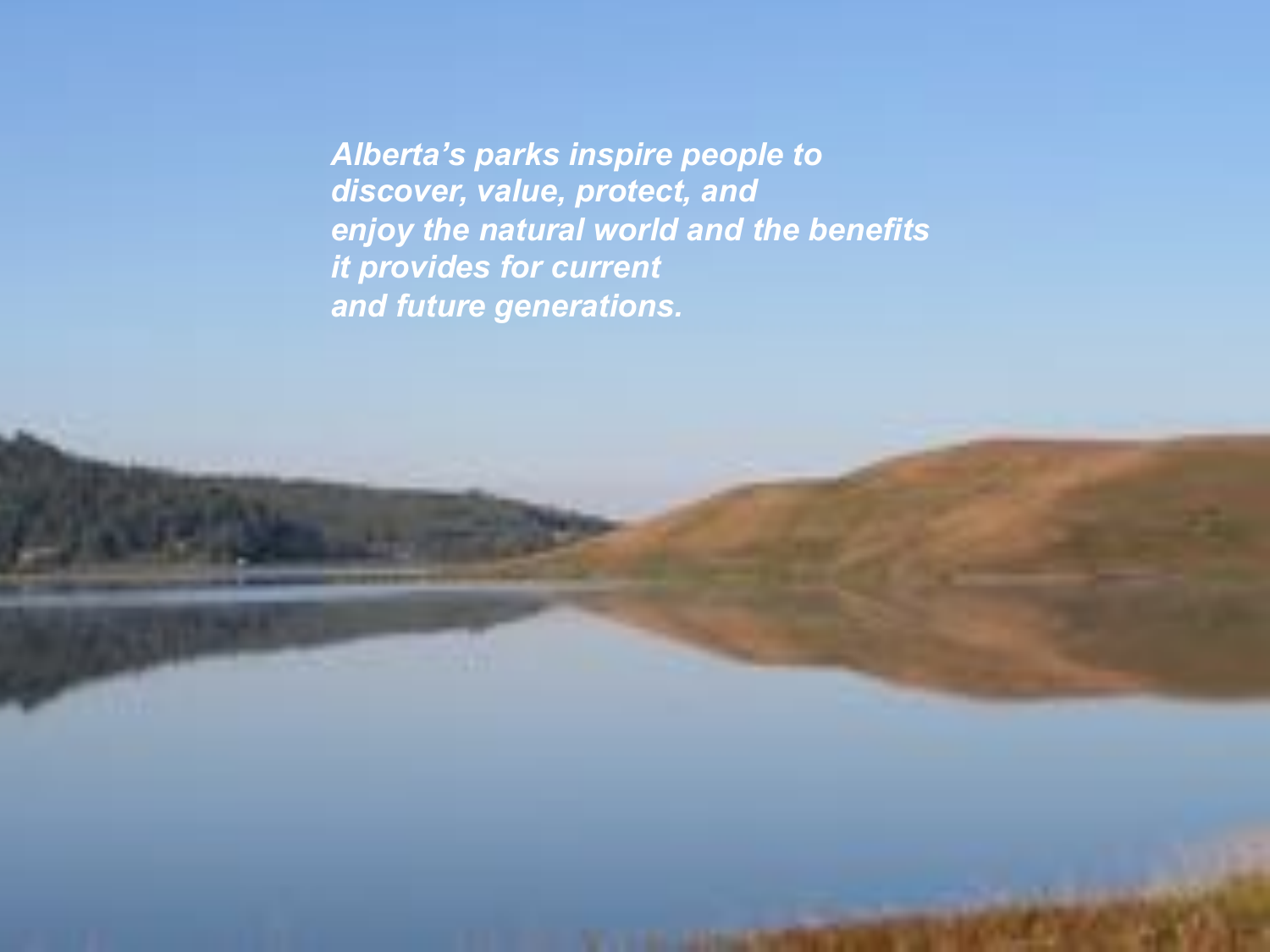*Alberta's parks inspire people to discover, value, protect, and enjoy the natural world and the benefits it provides for current and future generations.*